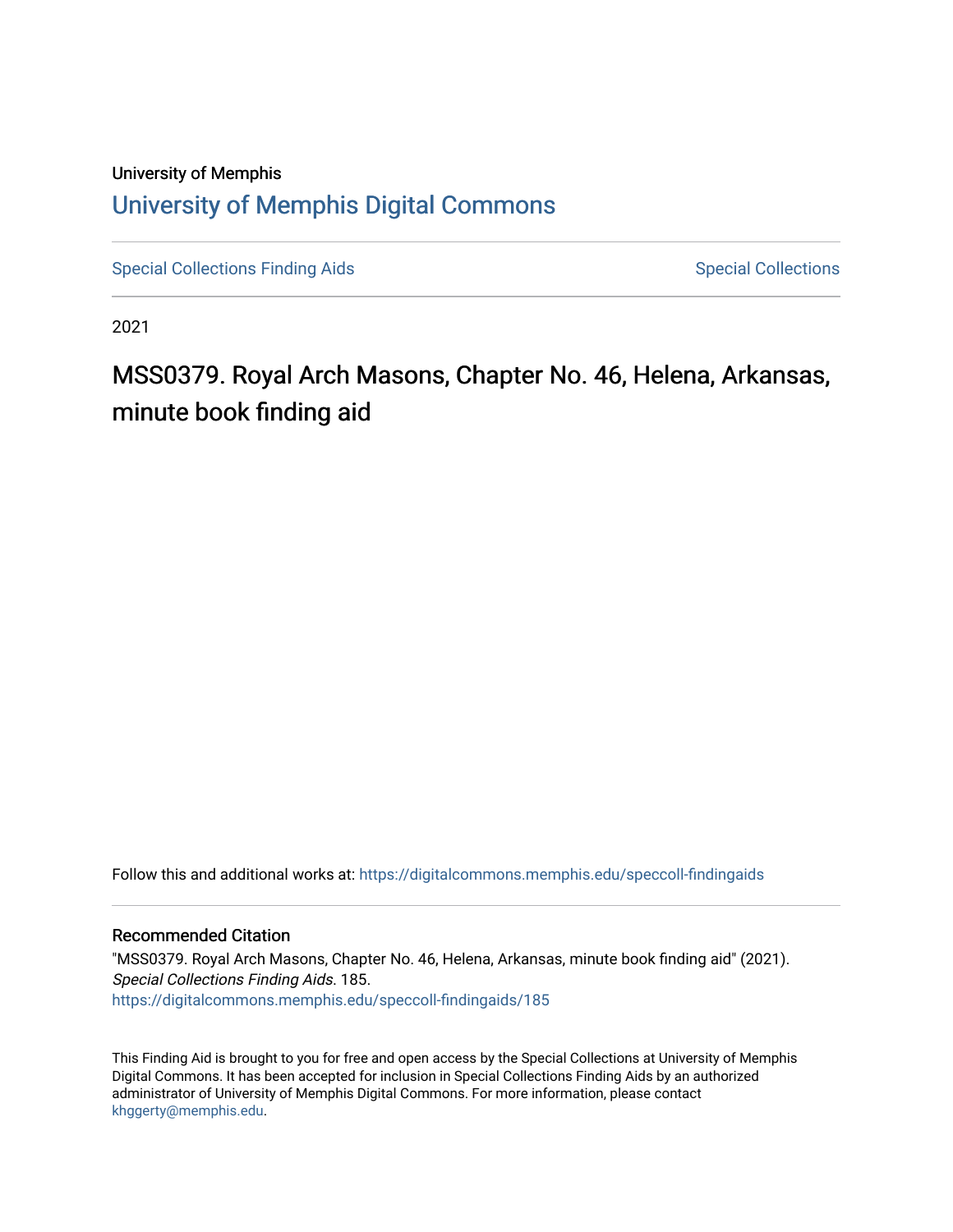University of Memphis

# University of Memphis Digital Commons

Special Collections Finding Aids | Special Collections

2021

## MSS0379. Royal Arch Masons, Chapter No. 46, Helena, Arkansas, minute book finding aid

Follow this and additional works at: https://digitalcommons.memphis.edu/speccoll-findingaids

### Recommended Citation

"MSS0379. Royal Arch Masons, Chapter No. 46, Helena, Arkansas, minute book finding aid" (2021). *Special Collections Finding Aids*. 185.
https://digitalcommons.memphis.edu/speccoll-findingaids/185

This Finding Aid is brought to you for free and open access by the Special Collections at University of Memphis Digital Commons. It has been accepted for inclusion in Special Collections Finding Aids by an authorized administrator of University of Memphis Digital Commons. For more information, please contact khggerty@memphis.edu.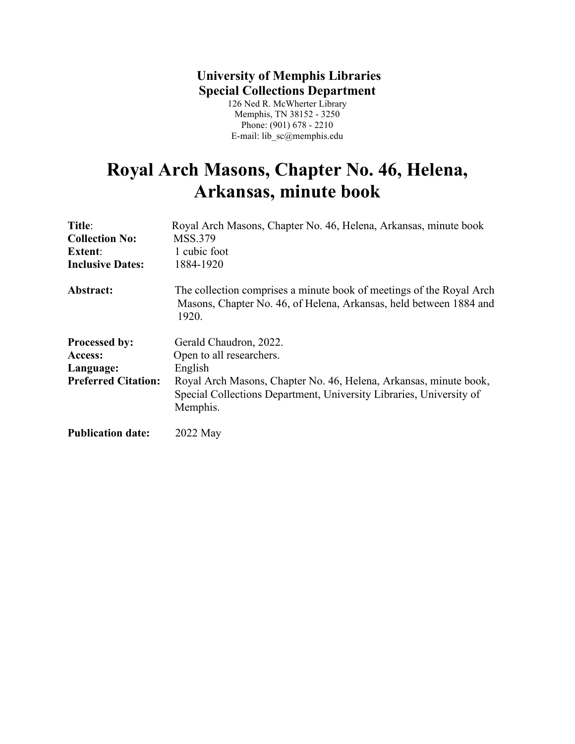**University of Memphis Libraries**
**Special Collections Department**
126 Ned R. McWherter Library
Memphis, TN 38152 - 3250
Phone: (901) 678 - 2210
E-mail: lib_sc@memphis.edu

# Royal Arch Masons, Chapter No. 46, Helena, Arkansas, minute book

**Title**: Royal Arch Masons, Chapter No. 46, Helena, Arkansas, minute book
**Collection No:** MSS.379
**Extent**: 1 cubic foot
**Inclusive Dates:** 1884-1920

**Abstract:** The collection comprises a minute book of meetings of the Royal Arch Masons, Chapter No. 46, of Helena, Arkansas, held between 1884 and 1920.

**Processed by:** Gerald Chaudron, 2022.
**Access:** Open to all researchers.
**Language:** English
**Preferred Citation:** Royal Arch Masons, Chapter No. 46, Helena, Arkansas, minute book, Special Collections Department, University Libraries, University of Memphis.

**Publication date:** 2022 May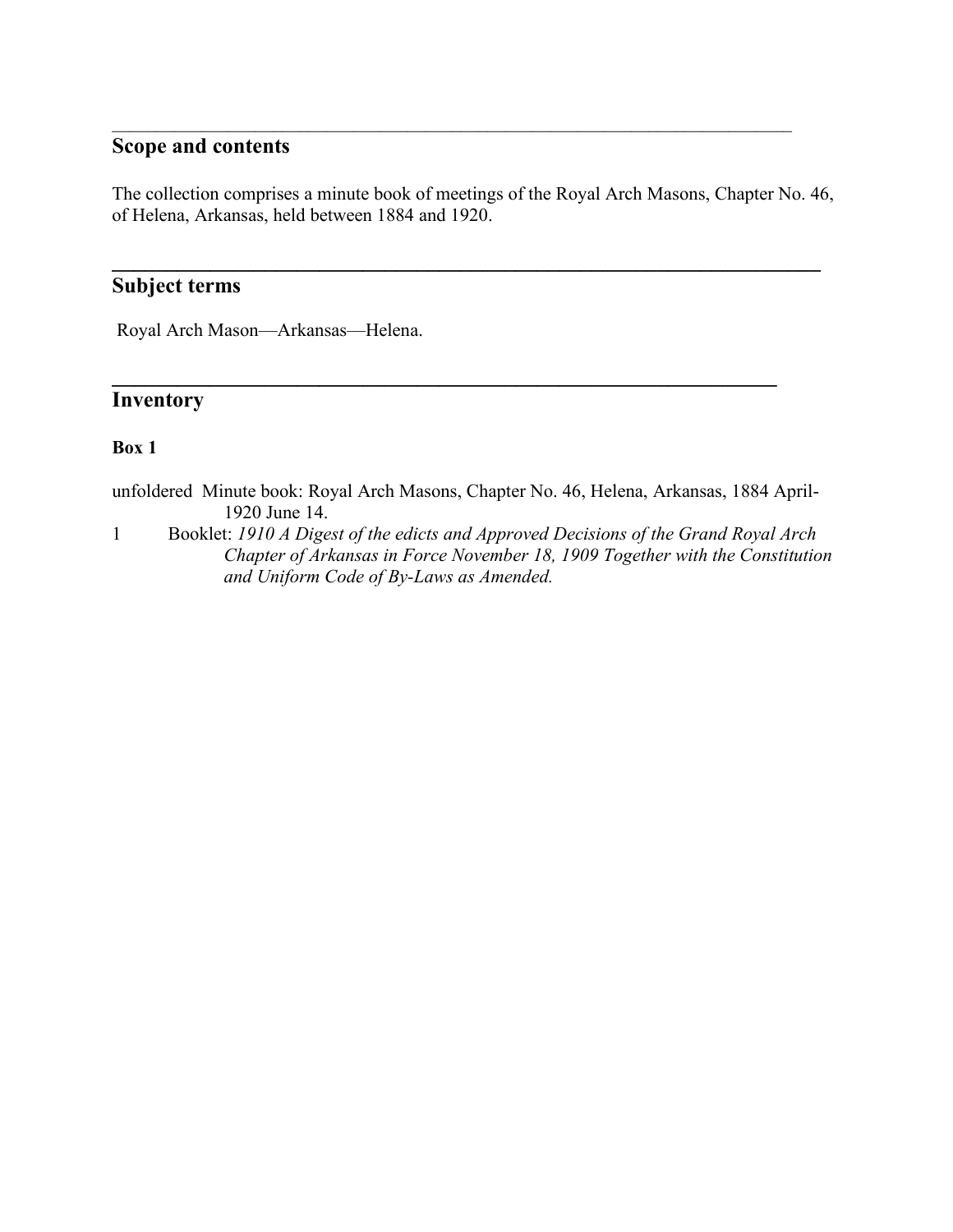## Scope and contents

The collection comprises a minute book of meetings of the Royal Arch Masons, Chapter No. 46, of Helena, Arkansas, held between 1884 and 1920.

## Subject terms

Royal Arch Mason—Arkansas—Helena.

## Inventory

**Box 1**

unfoldered Minute book: Royal Arch Masons, Chapter No. 46, Helena, Arkansas, 1884 April-1920 June 14.

1 Booklet: *1910 A Digest of the edicts and Approved Decisions of the Grand Royal Arch Chapter of Arkansas in Force November 18, 1909 Together with the Constitution and Uniform Code of By-Laws as Amended.*